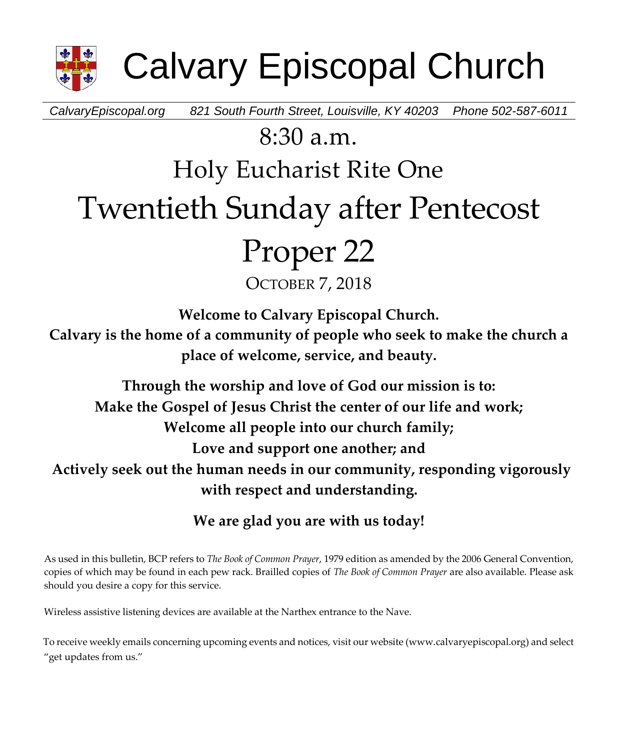# Calvary Episcopal Church

*CalvaryEpiscopal.org 821 South Fourth Street, Louisville, KY 40203 Phone 502-587-6011*

## 8:30 a.m.

## Holy Eucharist Rite One

# Twentieth Sunday after Pentecost

# Proper 22

OCTOBER 7, 2018

**Welcome to Calvary Episcopal Church.**
**Calvary is the home of a community of people who seek to make the church a place of welcome, service, and beauty.**

**Through the worship and love of God our mission is to:**
**Make the Gospel of Jesus Christ the center of our life and work;**
**Welcome all people into our church family;**
**Love and support one another; and**
**Actively seek out the human needs in our community, responding vigorously with respect and understanding.**

**We are glad you are with us today!**

As used in this bulletin, BCP refers to *The Book of Common Prayer*, 1979 edition as amended by the 2006 General Convention, copies of which may be found in each pew rack. Brailled copies of *The Book of Common Prayer* are also available. Please ask should you desire a copy for this service.

Wireless assistive listening devices are available at the Narthex entrance to the Nave.

To receive weekly emails concerning upcoming events and notices, visit our website (www.calvaryepiscopal.org) and select "get updates from us."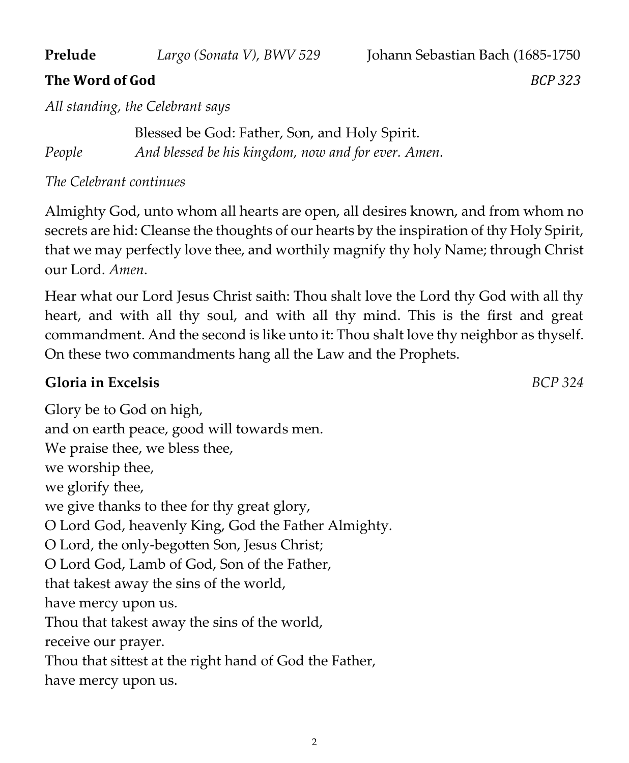**Prelude** *Largo (Sonata V), BWV 529* Johann Sebastian Bach (1685-1750

**The Word of God** *BCP 323*

*All standing, the Celebrant says*

Blessed be God: Father, Son, and Holy Spirit.

*People* *And blessed be his kingdom, now and for ever. Amen.*

*The Celebrant continues*

Almighty God, unto whom all hearts are open, all desires known, and from whom no secrets are hid: Cleanse the thoughts of our hearts by the inspiration of thy Holy Spirit, that we may perfectly love thee, and worthily magnify thy holy Name; through Christ our Lord. *Amen*.

Hear what our Lord Jesus Christ saith: Thou shalt love the Lord thy God with all thy heart, and with all thy soul, and with all thy mind. This is the first and great commandment. And the second is like unto it: Thou shalt love thy neighbor as thyself. On these two commandments hang all the Law and the Prophets.

**Gloria in Excelsis** *BCP 324*

Glory be to God on high,  
and on earth peace, good will towards men.  
We praise thee, we bless thee,  
we worship thee,  
we glorify thee,  
we give thanks to thee for thy great glory,  
O Lord God, heavenly King, God the Father Almighty.  
O Lord, the only-begotten Son, Jesus Christ;  
O Lord God, Lamb of God, Son of the Father,  
that takest away the sins of the world,  
have mercy upon us.  
Thou that takest away the sins of the world,  
receive our prayer.  
Thou that sittest at the right hand of God the Father,  
have mercy upon us.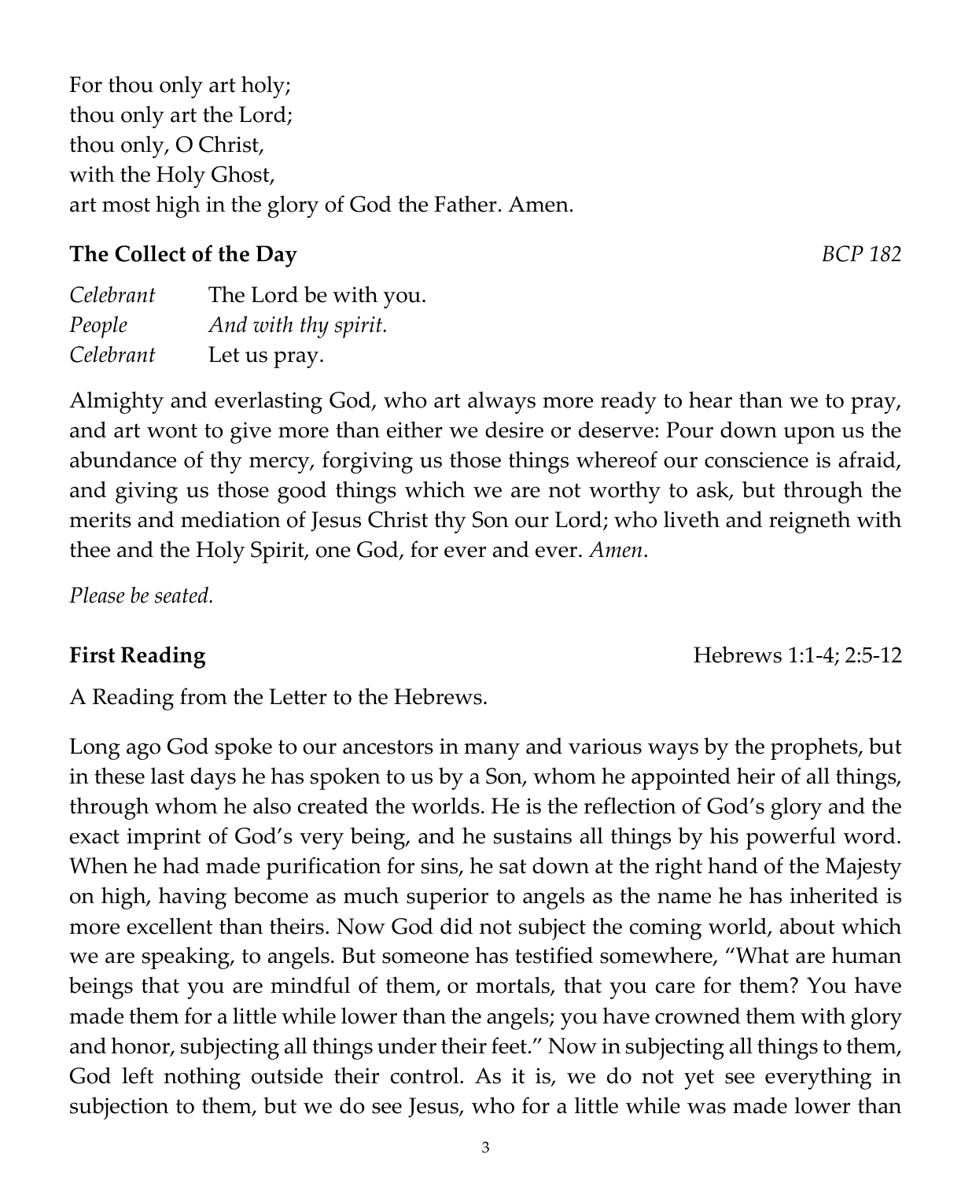For thou only art holy;
thou only art the Lord;
thou only, O Christ,
with the Holy Ghost,
art most high in the glory of God the Father. Amen.

**The Collect of the Day** *BCP 182*

| | |
|---|---|
| *Celebrant* | The Lord be with you. |
| *People* | *And with thy spirit.* |
| *Celebrant* | Let us pray. |

Almighty and everlasting God, who art always more ready to hear than we to pray, and art wont to give more than either we desire or deserve: Pour down upon us the abundance of thy mercy, forgiving us those things whereof our conscience is afraid, and giving us those good things which we are not worthy to ask, but through the merits and mediation of Jesus Christ thy Son our Lord; who liveth and reigneth with thee and the Holy Spirit, one God, for ever and ever. *Amen*.

*Please be seated.*

**First Reading** Hebrews 1:1-4; 2:5-12

A Reading from the Letter to the Hebrews.

Long ago God spoke to our ancestors in many and various ways by the prophets, but in these last days he has spoken to us by a Son, whom he appointed heir of all things, through whom he also created the worlds. He is the reflection of God's glory and the exact imprint of God's very being, and he sustains all things by his powerful word. When he had made purification for sins, he sat down at the right hand of the Majesty on high, having become as much superior to angels as the name he has inherited is more excellent than theirs. Now God did not subject the coming world, about which we are speaking, to angels. But someone has testified somewhere, "What are human beings that you are mindful of them, or mortals, that you care for them? You have made them for a little while lower than the angels; you have crowned them with glory and honor, subjecting all things under their feet." Now in subjecting all things to them, God left nothing outside their control. As it is, we do not yet see everything in subjection to them, but we do see Jesus, who for a little while was made lower than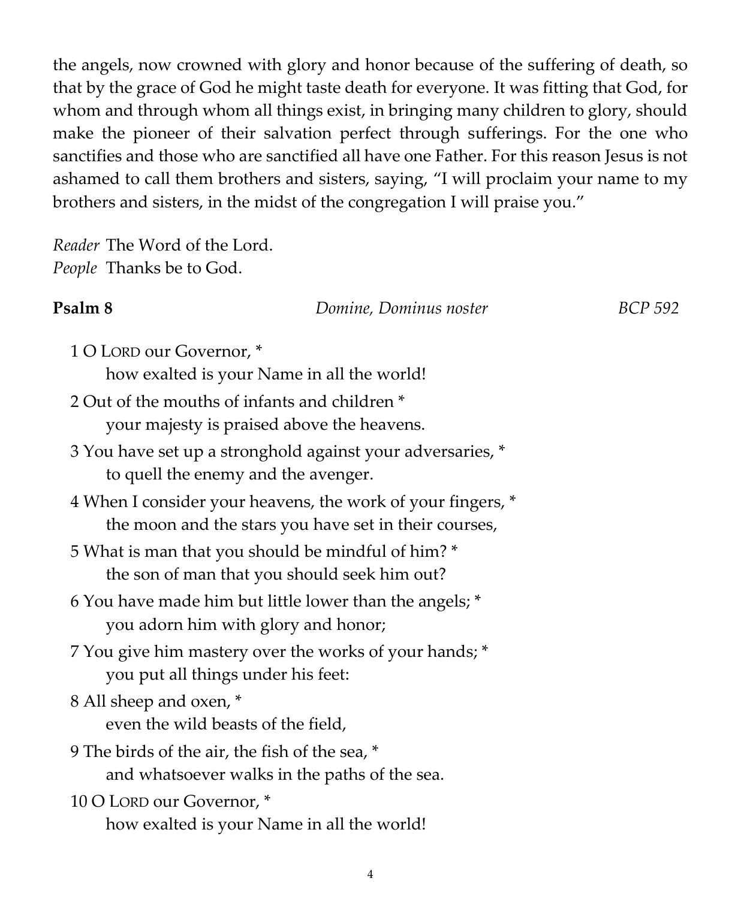the angels, now crowned with glory and honor because of the suffering of death, so that by the grace of God he might taste death for everyone. It was fitting that God, for whom and through whom all things exist, in bringing many children to glory, should make the pioneer of their salvation perfect through sufferings. For the one who sanctifies and those who are sanctified all have one Father. For this reason Jesus is not ashamed to call them brothers and sisters, saying, "I will proclaim your name to my brothers and sisters, in the midst of the congregation I will praise you."

*Reader* The Word of the Lord.
*People* Thanks be to God.

**Psalm 8** *Domine, Dominus noster* *BCP 592*

1 O LORD our Governor, *
how exalted is your Name in all the world!

2 Out of the mouths of infants and children *
your majesty is praised above the heavens.

3 You have set up a stronghold against your adversaries, *
to quell the enemy and the avenger.

4 When I consider your heavens, the work of your fingers, *
the moon and the stars you have set in their courses,

5 What is man that you should be mindful of him? *
the son of man that you should seek him out?

6 You have made him but little lower than the angels; *
you adorn him with glory and honor;

7 You give him mastery over the works of your hands; *
you put all things under his feet:

8 All sheep and oxen, *
even the wild beasts of the field,

9 The birds of the air, the fish of the sea, *
and whatsoever walks in the paths of the sea.

10 O LORD our Governor, *
how exalted is your Name in all the world!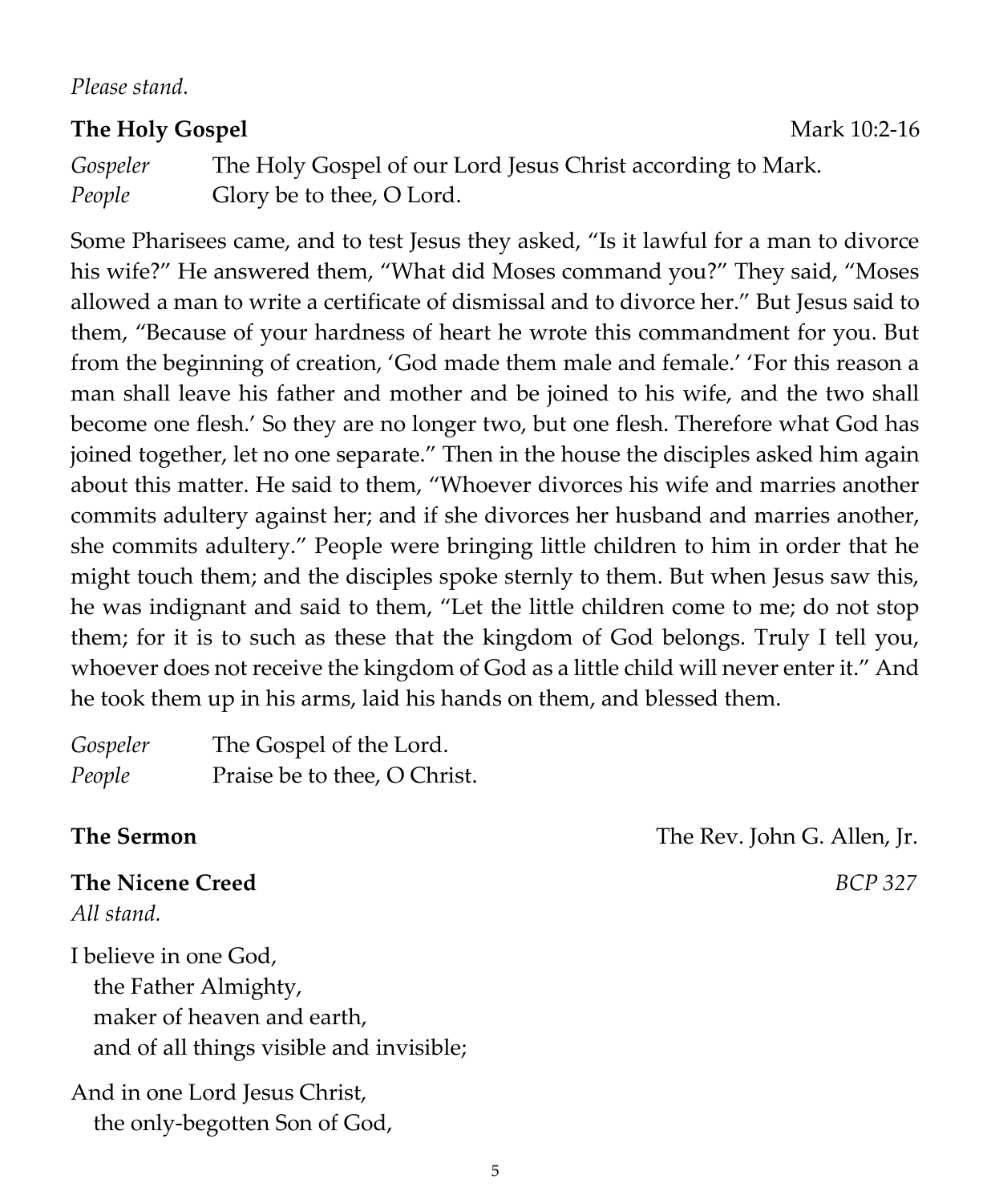*Please stand.*

**The Holy Gospel** Mark 10:2-16

*Gospeler* The Holy Gospel of our Lord Jesus Christ according to Mark.
*People* Glory be to thee, O Lord.

Some Pharisees came, and to test Jesus they asked, "Is it lawful for a man to divorce his wife?" He answered them, "What did Moses command you?" They said, "Moses allowed a man to write a certificate of dismissal and to divorce her." But Jesus said to them, "Because of your hardness of heart he wrote this commandment for you. But from the beginning of creation, 'God made them male and female.' 'For this reason a man shall leave his father and mother and be joined to his wife, and the two shall become one flesh.' So they are no longer two, but one flesh. Therefore what God has joined together, let no one separate." Then in the house the disciples asked him again about this matter. He said to them, "Whoever divorces his wife and marries another commits adultery against her; and if she divorces her husband and marries another, she commits adultery." People were bringing little children to him in order that he might touch them; and the disciples spoke sternly to them. But when Jesus saw this, he was indignant and said to them, "Let the little children come to me; do not stop them; for it is to such as these that the kingdom of God belongs. Truly I tell you, whoever does not receive the kingdom of God as a little child will never enter it." And he took them up in his arms, laid his hands on them, and blessed them.

*Gospeler* The Gospel of the Lord.
*People* Praise be to thee, O Christ.

**The Sermon** The Rev. John G. Allen, Jr.

**The Nicene Creed** *BCP 327*

*All stand.*

I believe in one God,
  the Father Almighty,
  maker of heaven and earth,
  and of all things visible and invisible;

And in one Lord Jesus Christ,
  the only-begotten Son of God,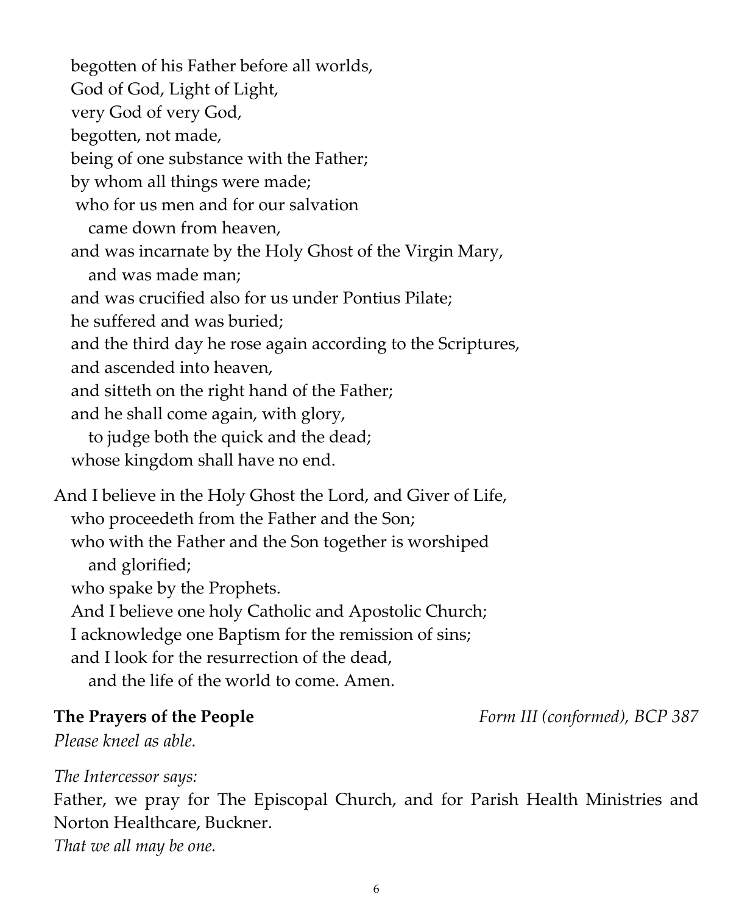begotten of his Father before all worlds,
God of God, Light of Light,
very God of very God,
begotten, not made,
being of one substance with the Father;
by whom all things were made;
who for us men and for our salvation
came down from heaven,
and was incarnate by the Holy Ghost of the Virgin Mary,
and was made man;
and was crucified also for us under Pontius Pilate;
he suffered and was buried;
and the third day he rose again according to the Scriptures,
and ascended into heaven,
and sitteth on the right hand of the Father;
and he shall come again, with glory,
to judge both the quick and the dead;
whose kingdom shall have no end.

And I believe in the Holy Ghost the Lord, and Giver of Life,
who proceedeth from the Father and the Son;
who with the Father and the Son together is worshiped
and glorified;
who spake by the Prophets.
And I believe one holy Catholic and Apostolic Church;
I acknowledge one Baptism for the remission of sins;
and I look for the resurrection of the dead,
and the life of the world to come. Amen.

**The Prayers of the People** *Form III (conformed), BCP 387*

*Please kneel as able.*

*The Intercessor says:*

Father, we pray for The Episcopal Church, and for Parish Health Ministries and Norton Healthcare, Buckner.

*That we all may be one.*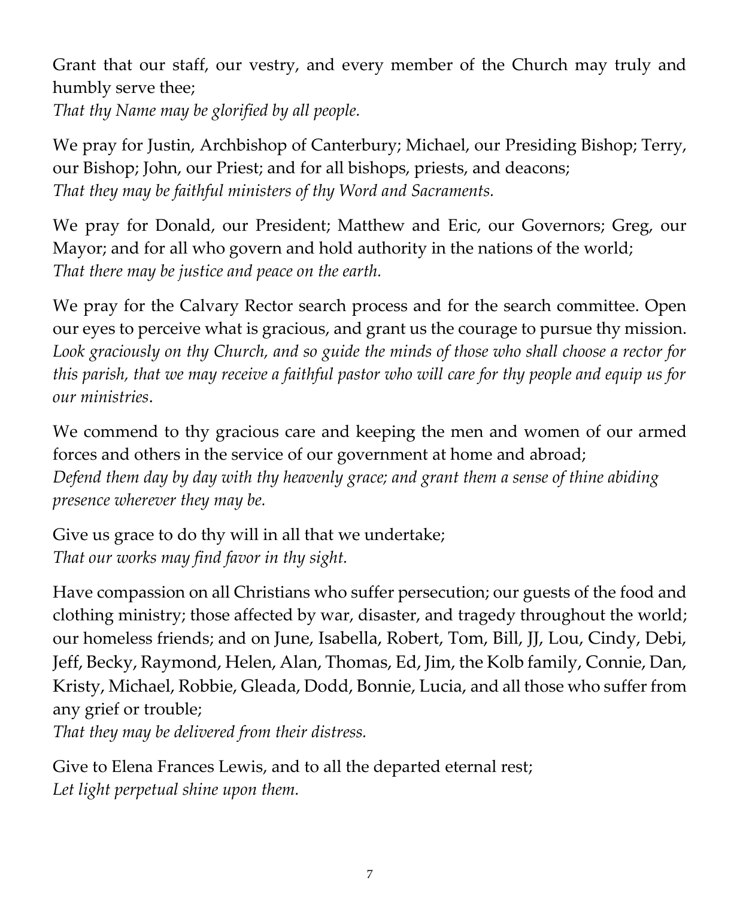Grant that our staff, our vestry, and every member of the Church may truly and humbly serve thee;
*That thy Name may be glorified by all people.*

We pray for Justin, Archbishop of Canterbury; Michael, our Presiding Bishop; Terry, our Bishop; John, our Priest; and for all bishops, priests, and deacons;
*That they may be faithful ministers of thy Word and Sacraments.*

We pray for Donald, our President; Matthew and Eric, our Governors; Greg, our Mayor; and for all who govern and hold authority in the nations of the world;
*That there may be justice and peace on the earth.*

We pray for the Calvary Rector search process and for the search committee. Open our eyes to perceive what is gracious, and grant us the courage to pursue thy mission.
*Look graciously on thy Church, and so guide the minds of those who shall choose a rector for this parish, that we may receive a faithful pastor who will care for thy people and equip us for our ministries*.

We commend to thy gracious care and keeping the men and women of our armed forces and others in the service of our government at home and abroad;
*Defend them day by day with thy heavenly grace; and grant them a sense of thine abiding presence wherever they may be.*

Give us grace to do thy will in all that we undertake;
*That our works may find favor in thy sight.*

Have compassion on all Christians who suffer persecution; our guests of the food and clothing ministry; those affected by war, disaster, and tragedy throughout the world; our homeless friends; and on June, Isabella, Robert, Tom, Bill, JJ, Lou, Cindy, Debi, Jeff, Becky, Raymond, Helen, Alan, Thomas, Ed, Jim, the Kolb family, Connie, Dan, Kristy, Michael, Robbie, Gleada, Dodd, Bonnie, Lucia, and all those who suffer from any grief or trouble;
*That they may be delivered from their distress.*

Give to Elena Frances Lewis, and to all the departed eternal rest;
*Let light perpetual shine upon them.*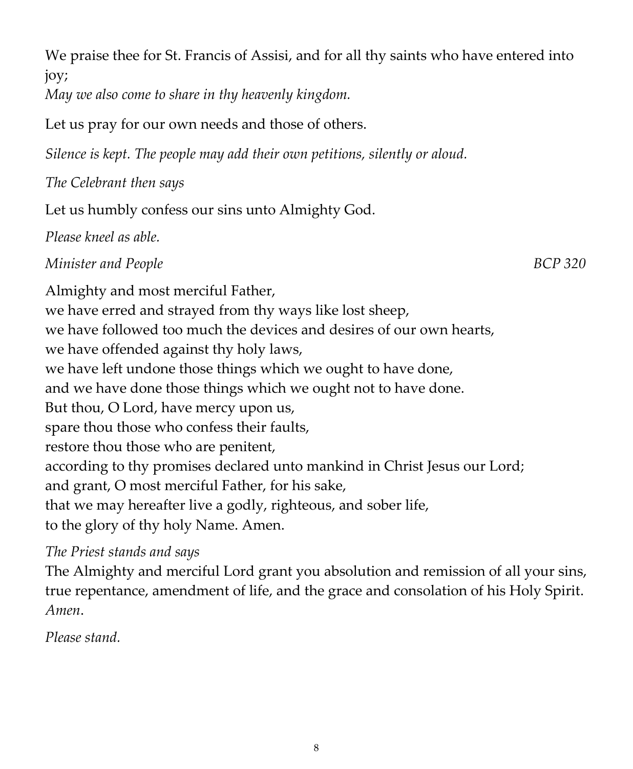We praise thee for St. Francis of Assisi, and for all thy saints who have entered into joy;
*May we also come to share in thy heavenly kingdom.*

Let us pray for our own needs and those of others.

*Silence is kept. The people may add their own petitions, silently or aloud.*

*The Celebrant then says*

Let us humbly confess our sins unto Almighty God.

*Please kneel as able.*

*Minister and People* *BCP 320*

Almighty and most merciful Father,
we have erred and strayed from thy ways like lost sheep,
we have followed too much the devices and desires of our own hearts,
we have offended against thy holy laws,
we have left undone those things which we ought to have done,
and we have done those things which we ought not to have done.
But thou, O Lord, have mercy upon us,
spare thou those who confess their faults,
restore thou those who are penitent,
according to thy promises declared unto mankind in Christ Jesus our Lord;
and grant, O most merciful Father, for his sake,
that we may hereafter live a godly, righteous, and sober life,
to the glory of thy holy Name. Amen.

*The Priest stands and says*
The Almighty and merciful Lord grant you absolution and remission of all your sins, true repentance, amendment of life, and the grace and consolation of his Holy Spirit. *Amen*.

*Please stand.*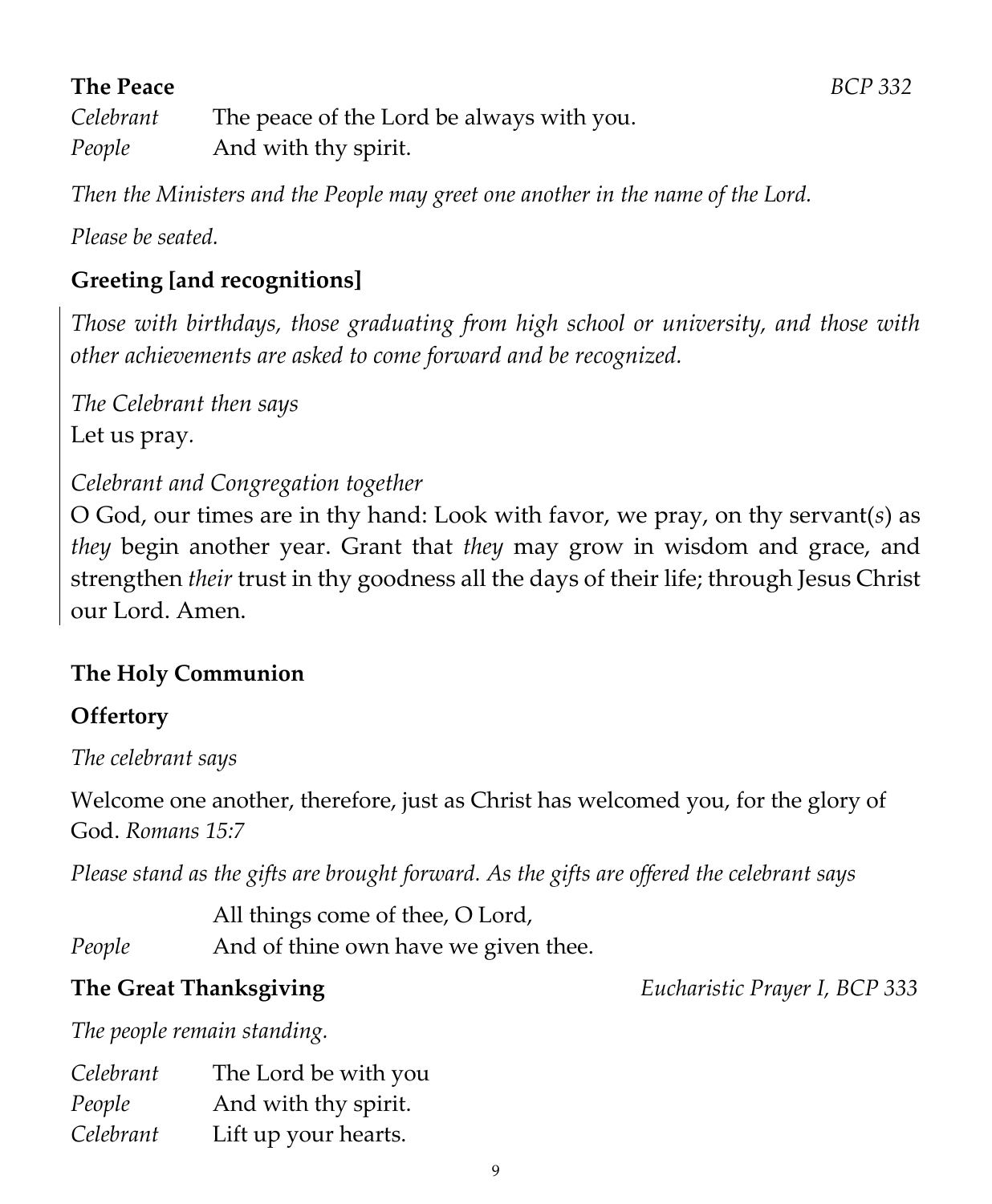**The Peace** *BCP 332*

*Celebrant* The peace of the Lord be always with you.
*People* And with thy spirit.

*Then the Ministers and the People may greet one another in the name of the Lord.*

*Please be seated.*

**Greeting [and recognitions]**

*Those with birthdays, those graduating from high school or university, and those with other achievements are asked to come forward and be recognized.*

*The Celebrant then says*
Let us pray.

*Celebrant and Congregation together*
O God, our times are in thy hand: Look with favor, we pray, on thy servant(*s*) as *they* begin another year. Grant that *they* may grow in wisdom and grace, and strengthen *their* trust in thy goodness all the days of their life; through Jesus Christ our Lord. Amen.

**The Holy Communion**

**Offertory**

*The celebrant says*

Welcome one another, therefore, just as Christ has welcomed you, for the glory of God. *Romans 15:7*

*Please stand as the gifts are brought forward. As the gifts are offered the celebrant says*

All things come of thee, O Lord,
*People* And of thine own have we given thee.

**The Great Thanksgiving** *Eucharistic Prayer I, BCP 333*

*The people remain standing.*

*Celebrant* The Lord be with you
*People* And with thy spirit.
*Celebrant* Lift up your hearts.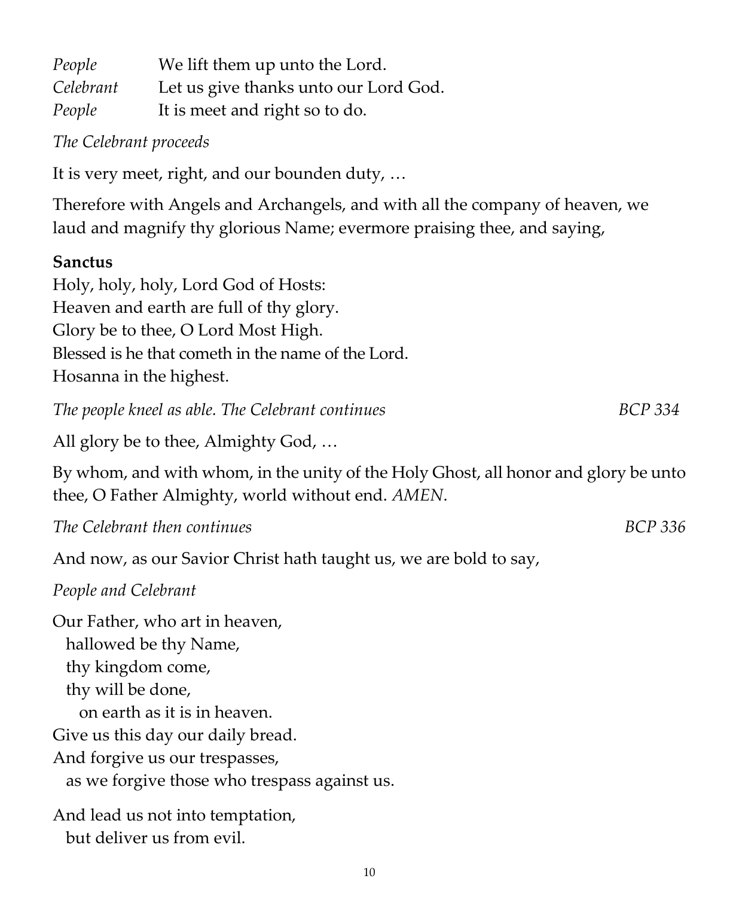*People* We lift them up unto the Lord.
*Celebrant* Let us give thanks unto our Lord God.
*People* It is meet and right so to do.

*The Celebrant proceeds*

It is very meet, right, and our bounden duty, …

Therefore with Angels and Archangels, and with all the company of heaven, we laud and magnify thy glorious Name; evermore praising thee, and saying,

**Sanctus**
Holy, holy, holy, Lord God of Hosts:
Heaven and earth are full of thy glory.
Glory be to thee, O Lord Most High.
Blessed is he that cometh in the name of the Lord.
Hosanna in the highest.

*The people kneel as able. The Celebrant continues* *BCP 334*

All glory be to thee, Almighty God, …

By whom, and with whom, in the unity of the Holy Ghost, all honor and glory be unto thee, O Father Almighty, world without end. *AMEN*.

*The Celebrant then continues* *BCP 336*

And now, as our Savior Christ hath taught us, we are bold to say,

*People and Celebrant*

Our Father, who art in heaven,
hallowed be thy Name,
thy kingdom come,
thy will be done,
on earth as it is in heaven.
Give us this day our daily bread.
And forgive us our trespasses,
as we forgive those who trespass against us.

And lead us not into temptation,
but deliver us from evil.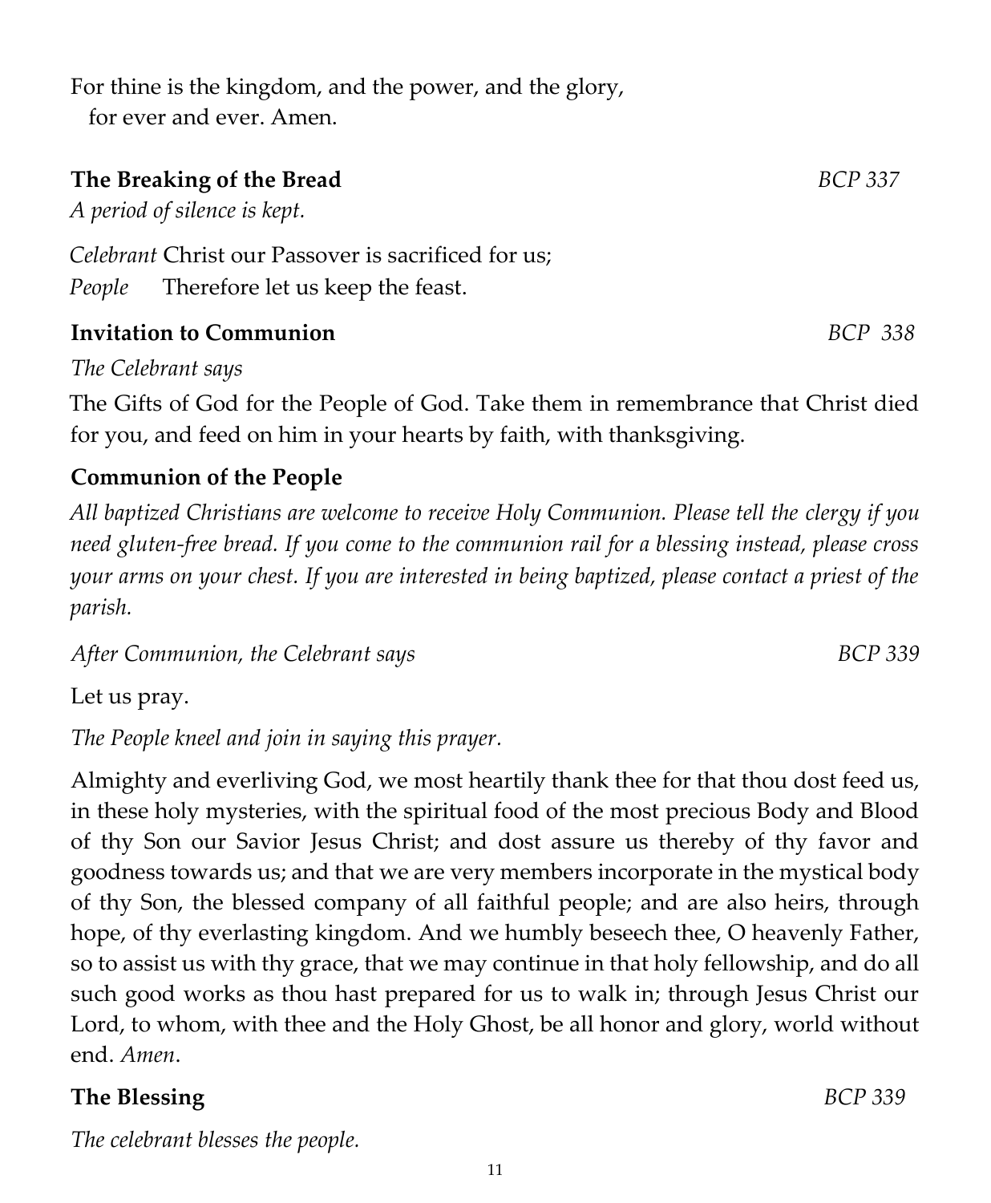For thine is the kingdom, and the power, and the glory,
  for ever and ever. Amen.

**The Breaking of the Bread** *BCP 337*

*A period of silence is kept.*

*Celebrant* Christ our Passover is sacrificed for us;
*People* Therefore let us keep the feast.

**Invitation to Communion** *BCP 338*

*The Celebrant says*

The Gifts of God for the People of God. Take them in remembrance that Christ died for you, and feed on him in your hearts by faith, with thanksgiving.

**Communion of the People**

*All baptized Christians are welcome to receive Holy Communion. Please tell the clergy if you need gluten-free bread. If you come to the communion rail for a blessing instead, please cross your arms on your chest. If you are interested in being baptized, please contact a priest of the parish.*

*After Communion, the Celebrant says* *BCP 339*

Let us pray.

*The People kneel and join in saying this prayer.*

Almighty and everliving God, we most heartily thank thee for that thou dost feed us, in these holy mysteries, with the spiritual food of the most precious Body and Blood of thy Son our Savior Jesus Christ; and dost assure us thereby of thy favor and goodness towards us; and that we are very members incorporate in the mystical body of thy Son, the blessed company of all faithful people; and are also heirs, through hope, of thy everlasting kingdom. And we humbly beseech thee, O heavenly Father, so to assist us with thy grace, that we may continue in that holy fellowship, and do all such good works as thou hast prepared for us to walk in; through Jesus Christ our Lord, to whom, with thee and the Holy Ghost, be all honor and glory, world without end. *Amen*.

**The Blessing** *BCP 339*

*The celebrant blesses the people.*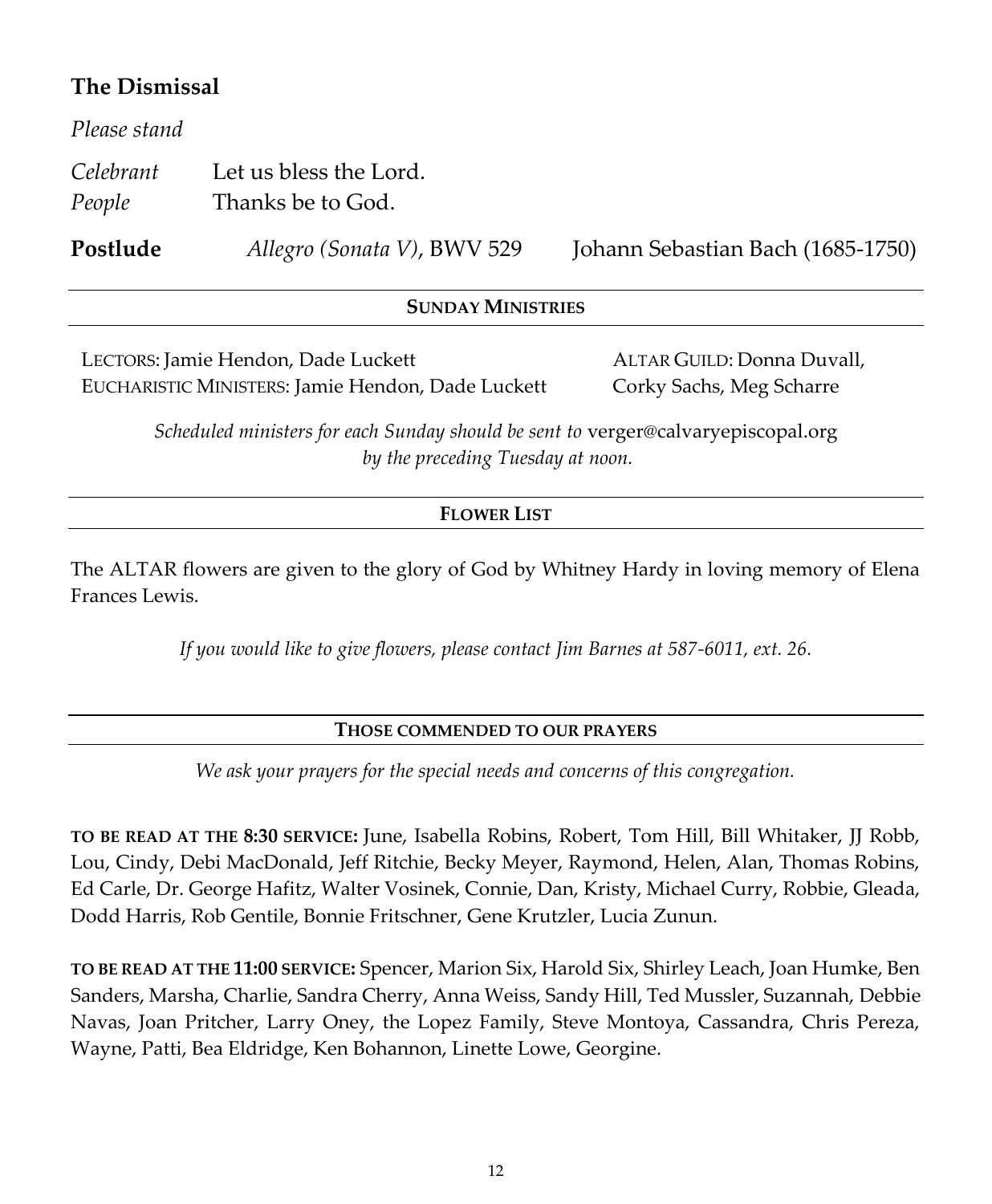## The Dismissal

*Please stand*

*Celebrant* Let us bless the Lord.
*People* Thanks be to God.

**Postlude** *Allegro (Sonata V)*, BWV 529 Johann Sebastian Bach (1685-1750)

---

**SUNDAY MINISTRIES**

---

LECTORS: Jamie Hendon, Dade Luckett
EUCHARISTIC MINISTERS: Jamie Hendon, Dade Luckett

ALTAR GUILD: Donna Duvall, Corky Sachs, Meg Scharre

*Scheduled ministers for each Sunday should be sent to* verger@calvaryepiscopal.org *by the preceding Tuesday at noon.*

---

**FLOWER LIST**

---

The ALTAR flowers are given to the glory of God by Whitney Hardy in loving memory of Elena Frances Lewis.

*If you would like to give flowers, please contact Jim Barnes at 587-6011, ext. 26.*

---

**THOSE COMMENDED TO OUR PRAYERS**

---

*We ask your prayers for the special needs and concerns of this congregation.*

**TO BE READ AT THE 8:30 SERVICE:** June, Isabella Robins, Robert, Tom Hill, Bill Whitaker, JJ Robb, Lou, Cindy, Debi MacDonald, Jeff Ritchie, Becky Meyer, Raymond, Helen, Alan, Thomas Robins, Ed Carle, Dr. George Hafitz, Walter Vosinek, Connie, Dan, Kristy, Michael Curry, Robbie, Gleada, Dodd Harris, Rob Gentile, Bonnie Fritschner, Gene Krutzler, Lucia Zunun.

**TO BE READ AT THE 11:00 SERVICE:** Spencer, Marion Six, Harold Six, Shirley Leach, Joan Humke, Ben Sanders, Marsha, Charlie, Sandra Cherry, Anna Weiss, Sandy Hill, Ted Mussler, Suzannah, Debbie Navas, Joan Pritcher, Larry Oney, the Lopez Family, Steve Montoya, Cassandra, Chris Pereza, Wayne, Patti, Bea Eldridge, Ken Bohannon, Linette Lowe, Georgine.